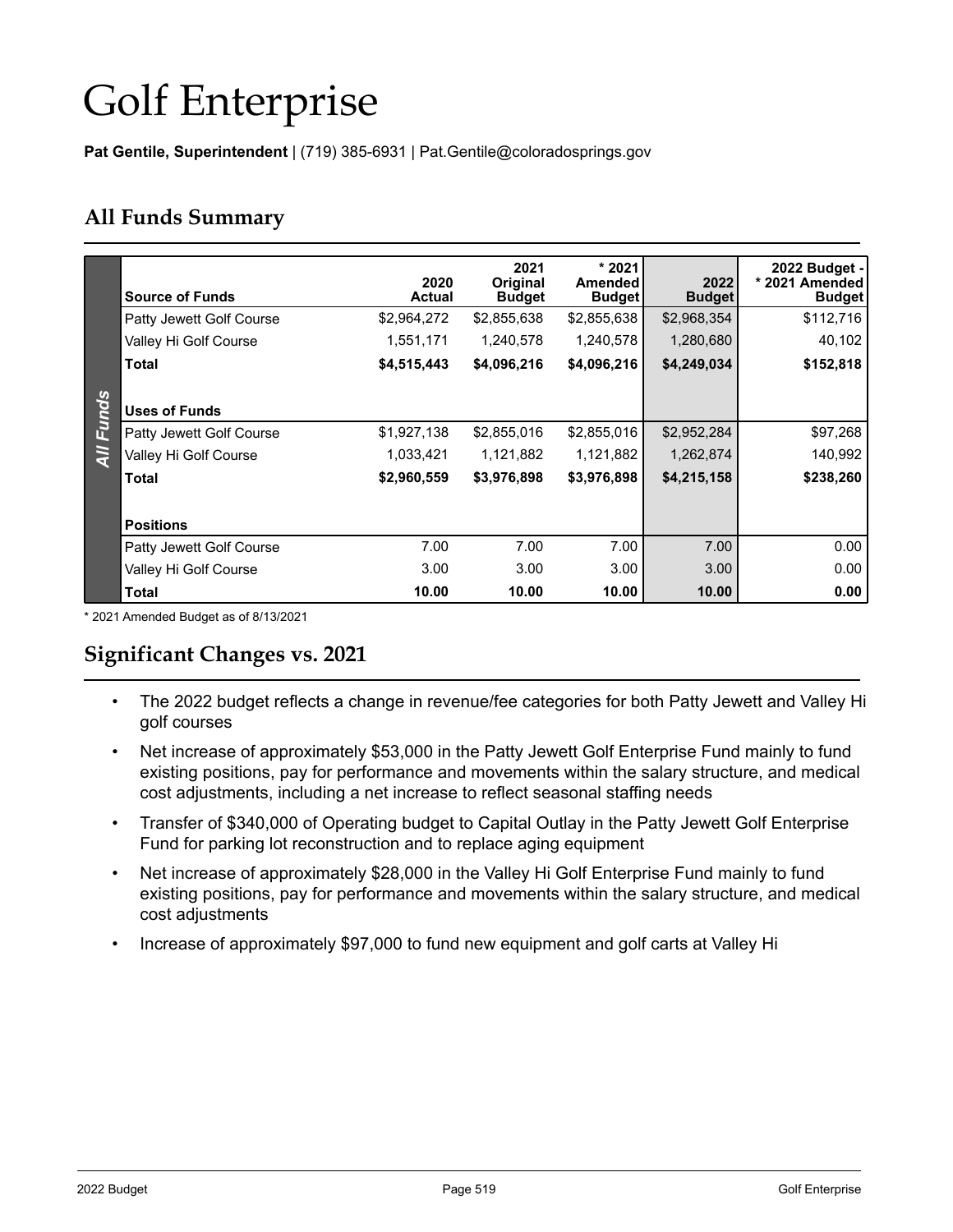# Golf Enterprise

**Pat Gentile, Superintendent** | (719) 385-6931 | Pat.Gentile@coloradosprings.gov

## All Funds Summary

| Source of Funds | 2020 Actual | 2021 Original Budget | * 2021 Amended Budget | 2022 Budget | 2022 Budget - * 2021 Amended Budget |
|---|---|---|---|---|---|
| Patty Jewett Golf Course | $2,964,272 | $2,855,638 | $2,855,638 | $2,968,354 | $112,716 |
| Valley Hi Golf Course | 1,551,171 | 1,240,578 | 1,240,578 | 1,280,680 | 40,102 |
| **Total** | **$4,515,443** | **$4,096,216** | **$4,096,216** | **$4,249,034** | **$152,818** |
| **Uses of Funds** | | | | | |
| Patty Jewett Golf Course | $1,927,138 | $2,855,016 | $2,855,016 | $2,952,284 | $97,268 |
| Valley Hi Golf Course | 1,033,421 | 1,121,882 | 1,121,882 | 1,262,874 | 140,992 |
| **Total** | **$2,960,559** | **$3,976,898** | **$3,976,898** | **$4,215,158** | **$238,260** |
| **Positions** | | | | | |
| Patty Jewett Golf Course | 7.00 | 7.00 | 7.00 | 7.00 | 0.00 |
| Valley Hi Golf Course | 3.00 | 3.00 | 3.00 | 3.00 | 0.00 |
| **Total** | **10.00** | **10.00** | **10.00** | **10.00** | **0.00** |

* 2021 Amended Budget as of 8/13/2021

## Significant Changes vs. 2021

- The 2022 budget reflects a change in revenue/fee categories for both Patty Jewett and Valley Hi golf courses
- Net increase of approximately $53,000 in the Patty Jewett Golf Enterprise Fund mainly to fund existing positions, pay for performance and movements within the salary structure, and medical cost adjustments, including a net increase to reflect seasonal staffing needs
- Transfer of $340,000 of Operating budget to Capital Outlay in the Patty Jewett Golf Enterprise Fund for parking lot reconstruction and to replace aging equipment
- Net increase of approximately $28,000 in the Valley Hi Golf Enterprise Fund mainly to fund existing positions, pay for performance and movements within the salary structure, and medical cost adjustments
- Increase of approximately $97,000 to fund new equipment and golf carts at Valley Hi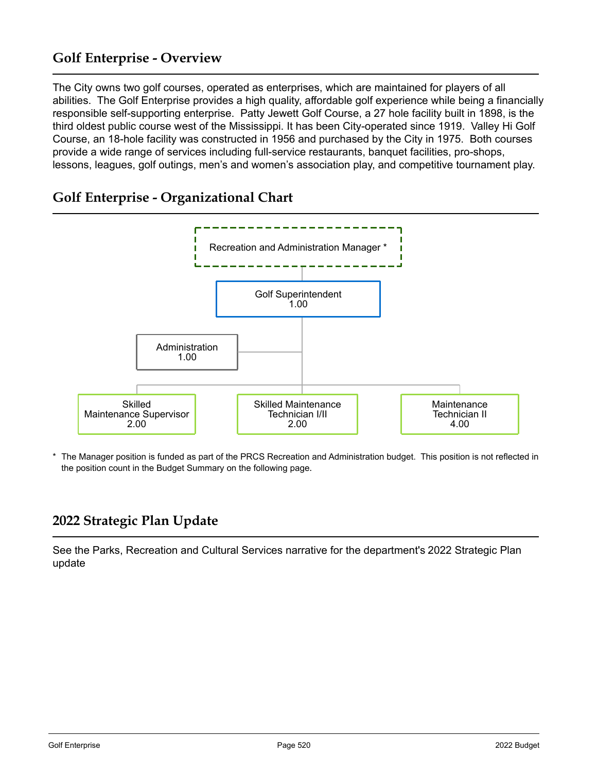## Golf Enterprise - Overview

The City owns two golf courses, operated as enterprises, which are maintained for players of all abilities. The Golf Enterprise provides a high quality, affordable golf experience while being a financially responsible self-supporting enterprise. Patty Jewett Golf Course, a 27 hole facility built in 1898, is the third oldest public course west of the Mississippi. It has been City-operated since 1919. Valley Hi Golf Course, an 18-hole facility was constructed in 1956 and purchased by the City in 1975. Both courses provide a wide range of services including full-service restaurants, banquet facilities, pro-shops, lessons, leagues, golf outings, men's and women's association play, and competitive tournament play.

## Golf Enterprise - Organizational Chart

- Recreation and Administration Manager *
  - Golf Superintendent 1.00
    - Administration 1.00
    - Skilled Maintenance Supervisor 2.00
    - Skilled Maintenance Technician I/II 2.00
    - Maintenance Technician II 4.00

\* The Manager position is funded as part of the PRCS Recreation and Administration budget. This position is not reflected in the position count in the Budget Summary on the following page.

## 2022 Strategic Plan Update

See the Parks, Recreation and Cultural Services narrative for the department's 2022 Strategic Plan update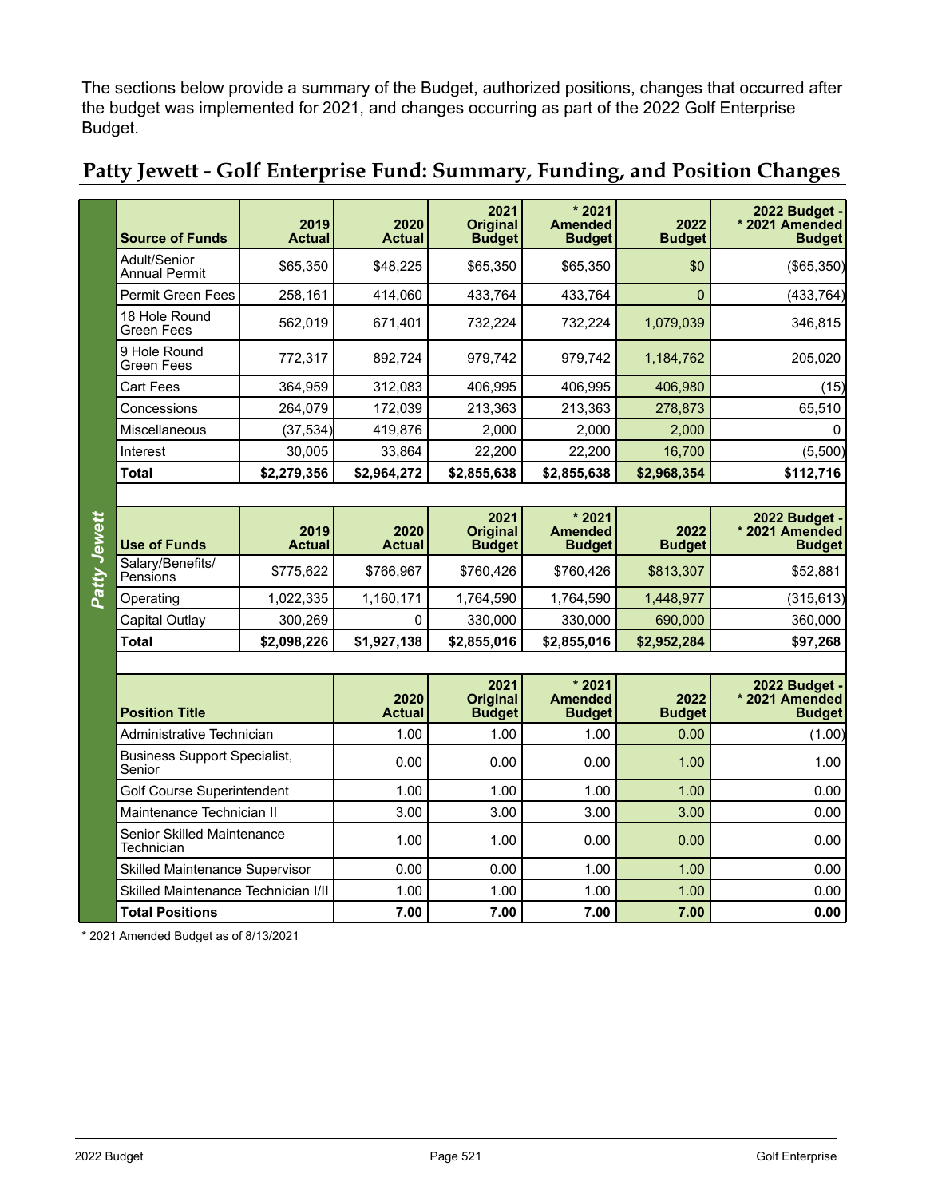The sections below provide a summary of the Budget, authorized positions, changes that occurred after the budget was implemented for 2021, and changes occurring as part of the 2022 Golf Enterprise Budget.

## Patty Jewett - Golf Enterprise Fund: Summary, Funding, and Position Changes

**Patty Jewett**

| Source of Funds | 2019 Actual | 2020 Actual | 2021 Original Budget | * 2021 Amended Budget | 2022 Budget | 2022 Budget - * 2021 Amended Budget |
|---|---|---|---|---|---|---|
| Adult/Senior Annual Permit | $65,350 | $48,225 | $65,350 | $65,350 | $0 | ($65,350) |
| Permit Green Fees | 258,161 | 414,060 | 433,764 | 433,764 | 0 | (433,764) |
| 18 Hole Round Green Fees | 562,019 | 671,401 | 732,224 | 732,224 | 1,079,039 | 346,815 |
| 9 Hole Round Green Fees | 772,317 | 892,724 | 979,742 | 979,742 | 1,184,762 | 205,020 |
| Cart Fees | 364,959 | 312,083 | 406,995 | 406,995 | 406,980 | (15) |
| Concessions | 264,079 | 172,039 | 213,363 | 213,363 | 278,873 | 65,510 |
| Miscellaneous | (37,534) | 419,876 | 2,000 | 2,000 | 2,000 | 0 |
| Interest | 30,005 | 33,864 | 22,200 | 22,200 | 16,700 | (5,500) |
| **Total** | **$2,279,356** | **$2,964,272** | **$2,855,638** | **$2,855,638** | **$2,968,354** | **$112,716** |

| Use of Funds | 2019 Actual | 2020 Actual | 2021 Original Budget | * 2021 Amended Budget | 2022 Budget | 2022 Budget - * 2021 Amended Budget |
|---|---|---|---|---|---|---|
| Salary/Benefits/ Pensions | $775,622 | $766,967 | $760,426 | $760,426 | $813,307 | $52,881 |
| Operating | 1,022,335 | 1,160,171 | 1,764,590 | 1,764,590 | 1,448,977 | (315,613) |
| Capital Outlay | 300,269 | 0 | 330,000 | 330,000 | 690,000 | 360,000 |
| **Total** | **$2,098,226** | **$1,927,138** | **$2,855,016** | **$2,855,016** | **$2,952,284** | **$97,268** |

| Position Title | 2020 Actual | 2021 Original Budget | * 2021 Amended Budget | 2022 Budget | 2022 Budget - * 2021 Amended Budget |
|---|---|---|---|---|---|
| Administrative Technician | 1.00 | 1.00 | 1.00 | 0.00 | (1.00) |
| Business Support Specialist, Senior | 0.00 | 0.00 | 0.00 | 1.00 | 1.00 |
| Golf Course Superintendent | 1.00 | 1.00 | 1.00 | 1.00 | 0.00 |
| Maintenance Technician II | 3.00 | 3.00 | 3.00 | 3.00 | 0.00 |
| Senior Skilled Maintenance Technician | 1.00 | 1.00 | 0.00 | 0.00 | 0.00 |
| Skilled Maintenance Supervisor | 0.00 | 0.00 | 1.00 | 1.00 | 0.00 |
| Skilled Maintenance Technician I/II | 1.00 | 1.00 | 1.00 | 1.00 | 0.00 |
| **Total Positions** | **7.00** | **7.00** | **7.00** | **7.00** | **0.00** |

* 2021 Amended Budget as of 8/13/2021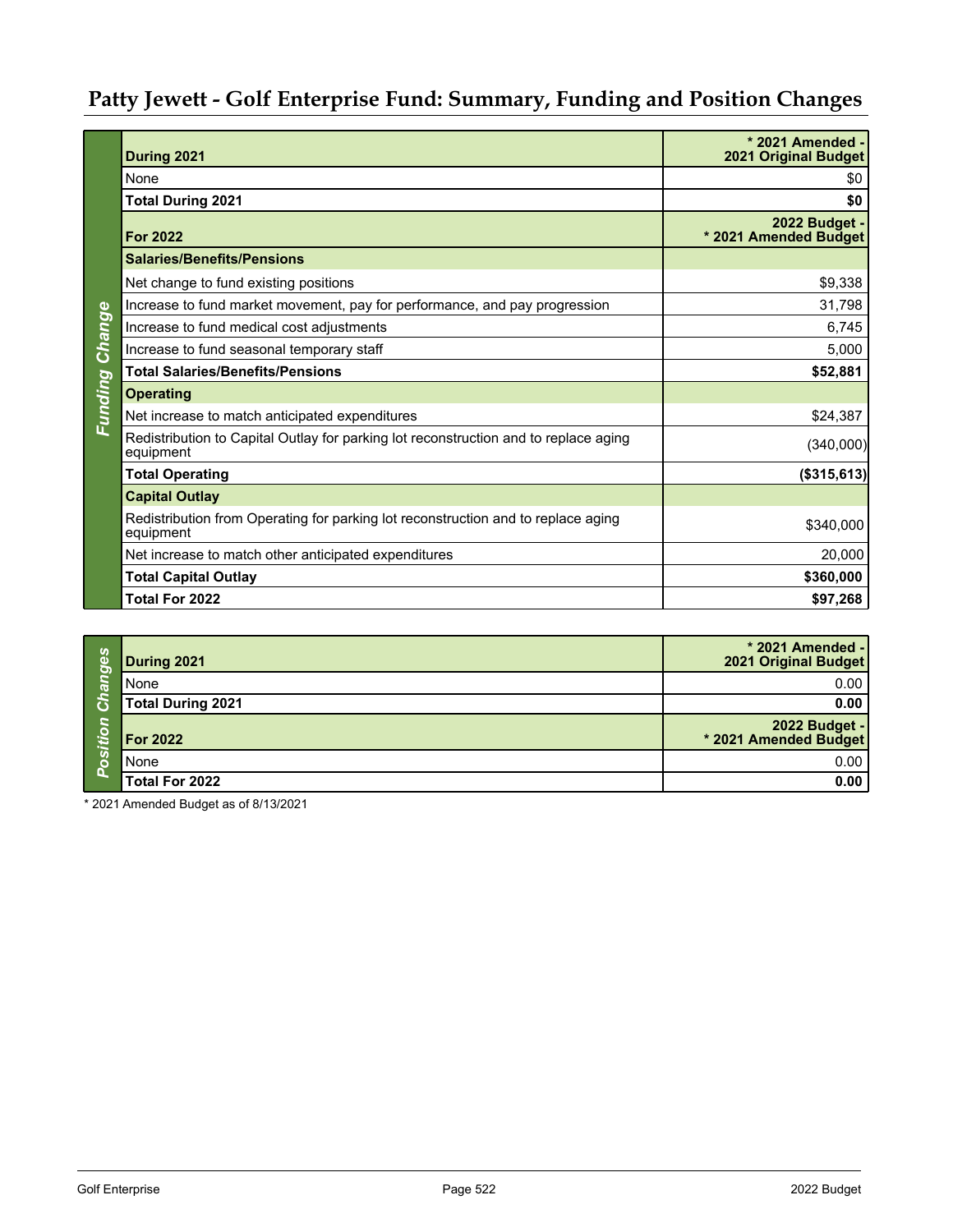# Patty Jewett - Golf Enterprise Fund: Summary, Funding and Position Changes

**Funding Change**

| During 2021 | * 2021 Amended - 2021 Original Budget |
|---|---|
| None | $0 |
| **Total During 2021** | **$0** |
| **For 2022** | **2022 Budget - * 2021 Amended Budget** |
| **Salaries/Benefits/Pensions** | |
| Net change to fund existing positions | $9,338 |
| Increase to fund market movement, pay for performance, and pay progression | 31,798 |
| Increase to fund medical cost adjustments | 6,745 |
| Increase to fund seasonal temporary staff | 5,000 |
| **Total Salaries/Benefits/Pensions** | **$52,881** |
| **Operating** | |
| Net increase to match anticipated expenditures | $24,387 |
| Redistribution to Capital Outlay for parking lot reconstruction and to replace aging equipment | (340,000) |
| **Total Operating** | **($315,613)** |
| **Capital Outlay** | |
| Redistribution from Operating for parking lot reconstruction and to replace aging equipment | $340,000 |
| Net increase to match other anticipated expenditures | 20,000 |
| **Total Capital Outlay** | **$360,000** |
| **Total For 2022** | **$97,268** |

**Position Changes**

| During 2021 | * 2021 Amended - 2021 Original Budget |
|---|---|
| None | 0.00 |
| **Total During 2021** | **0.00** |
| **For 2022** | **2022 Budget - * 2021 Amended Budget** |
| None | 0.00 |
| **Total For 2022** | **0.00** |

* 2021 Amended Budget as of 8/13/2021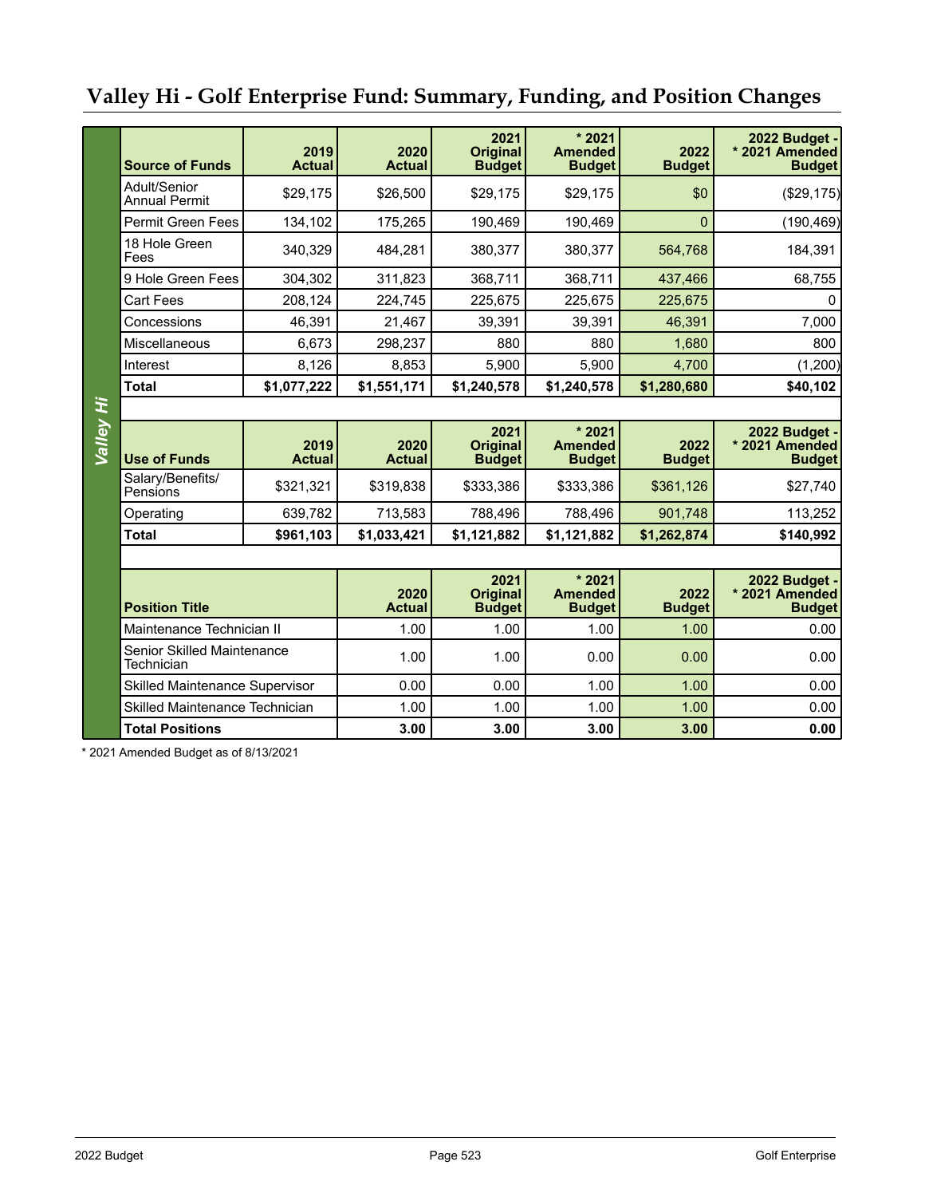# Valley Hi - Golf Enterprise Fund: Summary, Funding, and Position Changes

**Valley Hi**

| Source of Funds | 2019 Actual | 2020 Actual | 2021 Original Budget | * 2021 Amended Budget | 2022 Budget | 2022 Budget - * 2021 Amended Budget |
|---|---|---|---|---|---|---|
| Adult/Senior Annual Permit | $29,175 | $26,500 | $29,175 | $29,175 | $0 | ($29,175) |
| Permit Green Fees | 134,102 | 175,265 | 190,469 | 190,469 | 0 | (190,469) |
| 18 Hole Green Fees | 340,329 | 484,281 | 380,377 | 380,377 | 564,768 | 184,391 |
| 9 Hole Green Fees | 304,302 | 311,823 | 368,711 | 368,711 | 437,466 | 68,755 |
| Cart Fees | 208,124 | 224,745 | 225,675 | 225,675 | 225,675 | 0 |
| Concessions | 46,391 | 21,467 | 39,391 | 39,391 | 46,391 | 7,000 |
| Miscellaneous | 6,673 | 298,237 | 880 | 880 | 1,680 | 800 |
| Interest | 8,126 | 8,853 | 5,900 | 5,900 | 4,700 | (1,200) |
| **Total** | **$1,077,222** | **$1,551,171** | **$1,240,578** | **$1,240,578** | **$1,280,680** | **$40,102** |

| Use of Funds | 2019 Actual | 2020 Actual | 2021 Original Budget | * 2021 Amended Budget | 2022 Budget | 2022 Budget - * 2021 Amended Budget |
|---|---|---|---|---|---|---|
| Salary/Benefits/ Pensions | $321,321 | $319,838 | $333,386 | $333,386 | $361,126 | $27,740 |
| Operating | 639,782 | 713,583 | 788,496 | 788,496 | 901,748 | 113,252 |
| **Total** | **$961,103** | **$1,033,421** | **$1,121,882** | **$1,121,882** | **$1,262,874** | **$140,992** |

| Position Title | 2020 Actual | 2021 Original Budget | * 2021 Amended Budget | 2022 Budget | 2022 Budget - * 2021 Amended Budget |
|---|---|---|---|---|---|
| Maintenance Technician II | 1.00 | 1.00 | 1.00 | 1.00 | 0.00 |
| Senior Skilled Maintenance Technician | 1.00 | 1.00 | 0.00 | 0.00 | 0.00 |
| Skilled Maintenance Supervisor | 0.00 | 0.00 | 1.00 | 1.00 | 0.00 |
| Skilled Maintenance Technician | 1.00 | 1.00 | 1.00 | 1.00 | 0.00 |
| **Total Positions** | **3.00** | **3.00** | **3.00** | **3.00** | **0.00** |

* 2021 Amended Budget as of 8/13/2021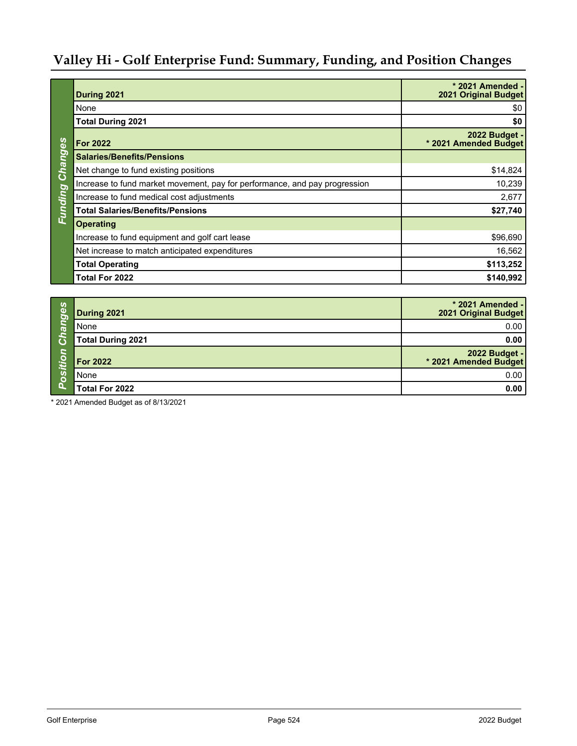# Valley Hi - Golf Enterprise Fund: Summary, Funding, and Position Changes

**Funding Changes**

| During 2021 | * 2021 Amended - 2021 Original Budget |
| --- | --- |
| None | $0 |
| **Total During 2021** | **$0** |
| **For 2022** | **2022 Budget - * 2021 Amended Budget** |
| **Salaries/Benefits/Pensions** | |
| Net change to fund existing positions | $14,824 |
| Increase to fund market movement, pay for performance, and pay progression | 10,239 |
| Increase to fund medical cost adjustments | 2,677 |
| **Total Salaries/Benefits/Pensions** | **$27,740** |
| **Operating** | |
| Increase to fund equipment and golf cart lease | $96,690 |
| Net increase to match anticipated expenditures | 16,562 |
| **Total Operating** | **$113,252** |
| **Total For 2022** | **$140,992** |

**Position Changes**

| During 2021 | * 2021 Amended - 2021 Original Budget |
| --- | --- |
| None | 0.00 |
| **Total During 2021** | **0.00** |
| **For 2022** | **2022 Budget - * 2021 Amended Budget** |
| None | 0.00 |
| **Total For 2022** | **0.00** |

* 2021 Amended Budget as of 8/13/2021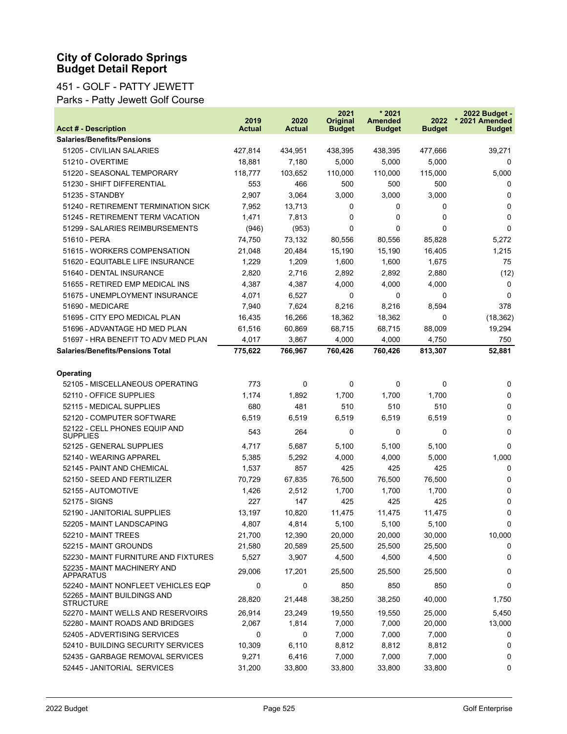# City of Colorado Springs
# Budget Detail Report

## 451 - GOLF - PATTY JEWETT

### Parks - Patty Jewett Golf Course

| Acct # - Description | 2019 Actual | 2020 Actual | 2021 Original Budget | * 2021 Amended Budget | 2022 Budget | 2022 Budget - * 2021 Amended Budget |
|---|---|---|---|---|---|---|
| **Salaries/Benefits/Pensions** | | | | | | |
| 51205 - CIVILIAN SALARIES | 427,814 | 434,951 | 438,395 | 438,395 | 477,666 | 39,271 |
| 51210 - OVERTIME | 18,881 | 7,180 | 5,000 | 5,000 | 5,000 | 0 |
| 51220 - SEASONAL TEMPORARY | 118,777 | 103,652 | 110,000 | 110,000 | 115,000 | 5,000 |
| 51230 - SHIFT DIFFERENTIAL | 553 | 466 | 500 | 500 | 500 | 0 |
| 51235 - STANDBY | 2,907 | 3,064 | 3,000 | 3,000 | 3,000 | 0 |
| 51240 - RETIREMENT TERMINATION SICK | 7,952 | 13,713 | 0 | 0 | 0 | 0 |
| 51245 - RETIREMENT TERM VACATION | 1,471 | 7,813 | 0 | 0 | 0 | 0 |
| 51299 - SALARIES REIMBURSEMENTS | (946) | (953) | 0 | 0 | 0 | 0 |
| 51610 - PERA | 74,750 | 73,132 | 80,556 | 80,556 | 85,828 | 5,272 |
| 51615 - WORKERS COMPENSATION | 21,048 | 20,484 | 15,190 | 15,190 | 16,405 | 1,215 |
| 51620 - EQUITABLE LIFE INSURANCE | 1,229 | 1,209 | 1,600 | 1,600 | 1,675 | 75 |
| 51640 - DENTAL INSURANCE | 2,820 | 2,716 | 2,892 | 2,892 | 2,880 | (12) |
| 51655 - RETIRED EMP MEDICAL INS | 4,387 | 4,387 | 4,000 | 4,000 | 4,000 | 0 |
| 51675 - UNEMPLOYMENT INSURANCE | 4,071 | 6,527 | 0 | 0 | 0 | 0 |
| 51690 - MEDICARE | 7,940 | 7,624 | 8,216 | 8,216 | 8,594 | 378 |
| 51695 - CITY EPO MEDICAL PLAN | 16,435 | 16,266 | 18,362 | 18,362 | 0 | (18,362) |
| 51696 - ADVANTAGE HD MED PLAN | 61,516 | 60,869 | 68,715 | 68,715 | 88,009 | 19,294 |
| 51697 - HRA BENEFIT TO ADV MED PLAN | 4,017 | 3,867 | 4,000 | 4,000 | 4,750 | 750 |
| **Salaries/Benefits/Pensions Total** | **775,622** | **766,967** | **760,426** | **760,426** | **813,307** | **52,881** |
| | | | | | | |
| **Operating** | | | | | | |
| 52105 - MISCELLANEOUS OPERATING | 773 | 0 | 0 | 0 | 0 | 0 |
| 52110 - OFFICE SUPPLIES | 1,174 | 1,892 | 1,700 | 1,700 | 1,700 | 0 |
| 52115 - MEDICAL SUPPLIES | 680 | 481 | 510 | 510 | 510 | 0 |
| 52120 - COMPUTER SOFTWARE | 6,519 | 6,519 | 6,519 | 6,519 | 6,519 | 0 |
| 52122 - CELL PHONES EQUIP AND SUPPLIES | 543 | 264 | 0 | 0 | 0 | 0 |
| 52125 - GENERAL SUPPLIES | 4,717 | 5,687 | 5,100 | 5,100 | 5,100 | 0 |
| 52140 - WEARING APPAREL | 5,385 | 5,292 | 4,000 | 4,000 | 5,000 | 1,000 |
| 52145 - PAINT AND CHEMICAL | 1,537 | 857 | 425 | 425 | 425 | 0 |
| 52150 - SEED AND FERTILIZER | 70,729 | 67,835 | 76,500 | 76,500 | 76,500 | 0 |
| 52155 - AUTOMOTIVE | 1,426 | 2,512 | 1,700 | 1,700 | 1,700 | 0 |
| 52175 - SIGNS | 227 | 147 | 425 | 425 | 425 | 0 |
| 52190 - JANITORIAL SUPPLIES | 13,197 | 10,820 | 11,475 | 11,475 | 11,475 | 0 |
| 52205 - MAINT LANDSCAPING | 4,807 | 4,814 | 5,100 | 5,100 | 5,100 | 0 |
| 52210 - MAINT TREES | 21,700 | 12,390 | 20,000 | 20,000 | 30,000 | 10,000 |
| 52215 - MAINT GROUNDS | 21,580 | 20,589 | 25,500 | 25,500 | 25,500 | 0 |
| 52230 - MAINT FURNITURE AND FIXTURES | 5,527 | 3,907 | 4,500 | 4,500 | 4,500 | 0 |
| 52235 - MAINT MACHINERY AND APPARATUS | 29,006 | 17,201 | 25,500 | 25,500 | 25,500 | 0 |
| 52240 - MAINT NONFLEET VEHICLES EQP | 0 | 0 | 850 | 850 | 850 | 0 |
| 52265 - MAINT BUILDINGS AND STRUCTURE | 28,820 | 21,448 | 38,250 | 38,250 | 40,000 | 1,750 |
| 52270 - MAINT WELLS AND RESERVOIRS | 26,914 | 23,249 | 19,550 | 19,550 | 25,000 | 5,450 |
| 52280 - MAINT ROADS AND BRIDGES | 2,067 | 1,814 | 7,000 | 7,000 | 20,000 | 13,000 |
| 52405 - ADVERTISING SERVICES | 0 | 0 | 7,000 | 7,000 | 7,000 | 0 |
| 52410 - BUILDING SECURITY SERVICES | 10,309 | 6,110 | 8,812 | 8,812 | 8,812 | 0 |
| 52435 - GARBAGE REMOVAL SERVICES | 9,271 | 6,416 | 7,000 | 7,000 | 7,000 | 0 |
| 52445 - JANITORIAL SERVICES | 31,200 | 33,800 | 33,800 | 33,800 | 33,800 | 0 |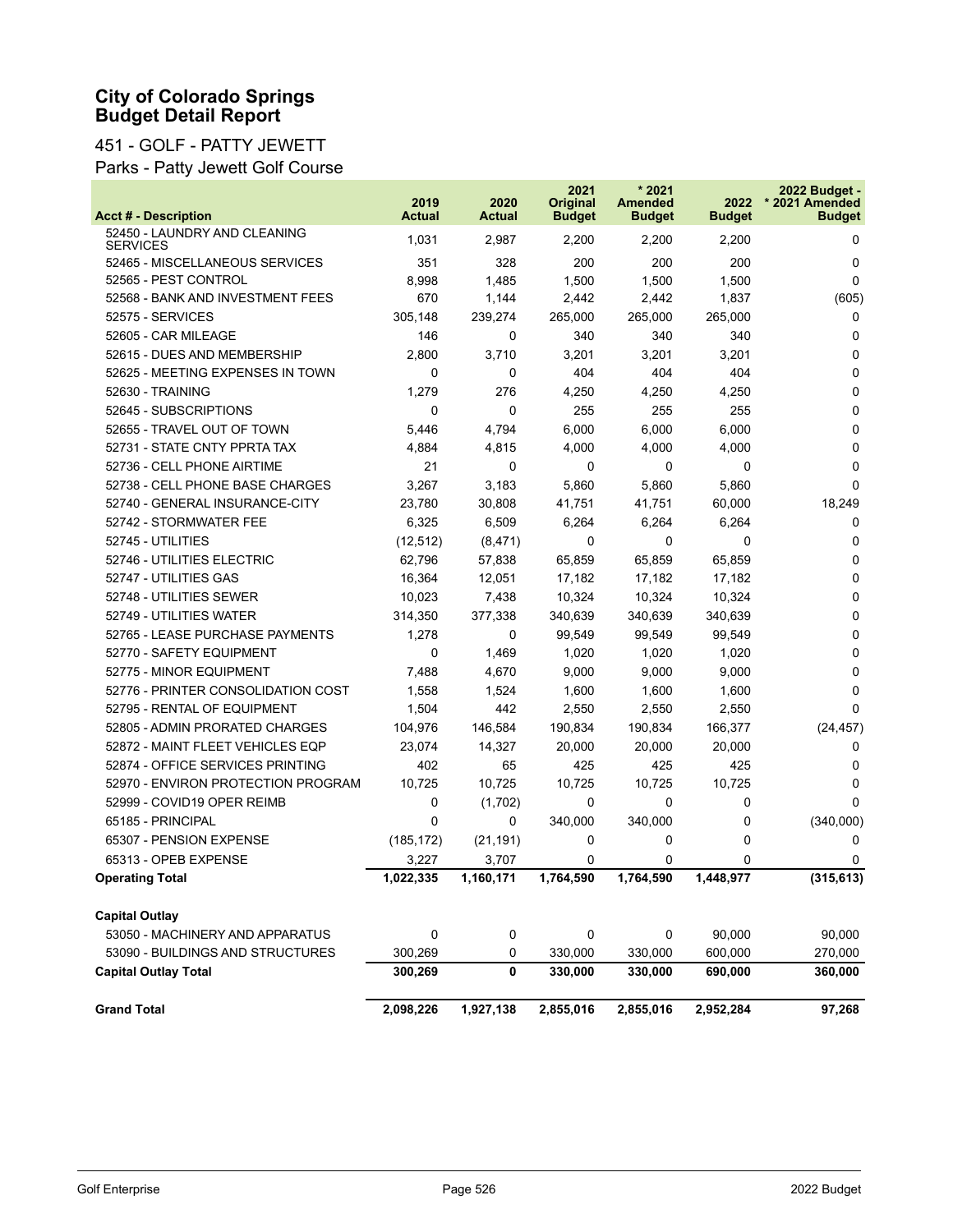# City of Colorado Springs
# Budget Detail Report

## 451 - GOLF - PATTY JEWETT

## Parks - Patty Jewett Golf Course

| Acct # - Description | 2019 Actual | 2020 Actual | 2021 Original Budget | * 2021 Amended Budget | 2022 Budget | 2022 Budget - * 2021 Amended Budget |
|---|---|---|---|---|---|---|
| 52450 - LAUNDRY AND CLEANING SERVICES | 1,031 | 2,987 | 2,200 | 2,200 | 2,200 | 0 |
| 52465 - MISCELLANEOUS SERVICES | 351 | 328 | 200 | 200 | 200 | 0 |
| 52565 - PEST CONTROL | 8,998 | 1,485 | 1,500 | 1,500 | 1,500 | 0 |
| 52568 - BANK AND INVESTMENT FEES | 670 | 1,144 | 2,442 | 2,442 | 1,837 | (605) |
| 52575 - SERVICES | 305,148 | 239,274 | 265,000 | 265,000 | 265,000 | 0 |
| 52605 - CAR MILEAGE | 146 | 0 | 340 | 340 | 340 | 0 |
| 52615 - DUES AND MEMBERSHIP | 2,800 | 3,710 | 3,201 | 3,201 | 3,201 | 0 |
| 52625 - MEETING EXPENSES IN TOWN | 0 | 0 | 404 | 404 | 404 | 0 |
| 52630 - TRAINING | 1,279 | 276 | 4,250 | 4,250 | 4,250 | 0 |
| 52645 - SUBSCRIPTIONS | 0 | 0 | 255 | 255 | 255 | 0 |
| 52655 - TRAVEL OUT OF TOWN | 5,446 | 4,794 | 6,000 | 6,000 | 6,000 | 0 |
| 52731 - STATE CNTY PPRTA TAX | 4,884 | 4,815 | 4,000 | 4,000 | 4,000 | 0 |
| 52736 - CELL PHONE AIRTIME | 21 | 0 | 0 | 0 | 0 | 0 |
| 52738 - CELL PHONE BASE CHARGES | 3,267 | 3,183 | 5,860 | 5,860 | 5,860 | 0 |
| 52740 - GENERAL INSURANCE-CITY | 23,780 | 30,808 | 41,751 | 41,751 | 60,000 | 18,249 |
| 52742 - STORMWATER FEE | 6,325 | 6,509 | 6,264 | 6,264 | 6,264 | 0 |
| 52745 - UTILITIES | (12,512) | (8,471) | 0 | 0 | 0 | 0 |
| 52746 - UTILITIES ELECTRIC | 62,796 | 57,838 | 65,859 | 65,859 | 65,859 | 0 |
| 52747 - UTILITIES GAS | 16,364 | 12,051 | 17,182 | 17,182 | 17,182 | 0 |
| 52748 - UTILITIES SEWER | 10,023 | 7,438 | 10,324 | 10,324 | 10,324 | 0 |
| 52749 - UTILITIES WATER | 314,350 | 377,338 | 340,639 | 340,639 | 340,639 | 0 |
| 52765 - LEASE PURCHASE PAYMENTS | 1,278 | 0 | 99,549 | 99,549 | 99,549 | 0 |
| 52770 - SAFETY EQUIPMENT | 0 | 1,469 | 1,020 | 1,020 | 1,020 | 0 |
| 52775 - MINOR EQUIPMENT | 7,488 | 4,670 | 9,000 | 9,000 | 9,000 | 0 |
| 52776 - PRINTER CONSOLIDATION COST | 1,558 | 1,524 | 1,600 | 1,600 | 1,600 | 0 |
| 52795 - RENTAL OF EQUIPMENT | 1,504 | 442 | 2,550 | 2,550 | 2,550 | 0 |
| 52805 - ADMIN PRORATED CHARGES | 104,976 | 146,584 | 190,834 | 190,834 | 166,377 | (24,457) |
| 52872 - MAINT FLEET VEHICLES EQP | 23,074 | 14,327 | 20,000 | 20,000 | 20,000 | 0 |
| 52874 - OFFICE SERVICES PRINTING | 402 | 65 | 425 | 425 | 425 | 0 |
| 52970 - ENVIRON PROTECTION PROGRAM | 10,725 | 10,725 | 10,725 | 10,725 | 10,725 | 0 |
| 52999 - COVID19 OPER REIMB | 0 | (1,702) | 0 | 0 | 0 | 0 |
| 65185 - PRINCIPAL | 0 | 0 | 340,000 | 340,000 | 0 | (340,000) |
| 65307 - PENSION EXPENSE | (185,172) | (21,191) | 0 | 0 | 0 | 0 |
| 65313 - OPEB EXPENSE | 3,227 | 3,707 | 0 | 0 | 0 | 0 |
| **Operating Total** | **1,022,335** | **1,160,171** | **1,764,590** | **1,764,590** | **1,448,977** | **(315,613)** |
| **Capital Outlay** | | | | | | |
| 53050 - MACHINERY AND APPARATUS | 0 | 0 | 0 | 0 | 90,000 | 90,000 |
| 53090 - BUILDINGS AND STRUCTURES | 300,269 | 0 | 330,000 | 330,000 | 600,000 | 270,000 |
| **Capital Outlay Total** | **300,269** | **0** | **330,000** | **330,000** | **690,000** | **360,000** |
| **Grand Total** | **2,098,226** | **1,927,138** | **2,855,016** | **2,855,016** | **2,952,284** | **97,268** |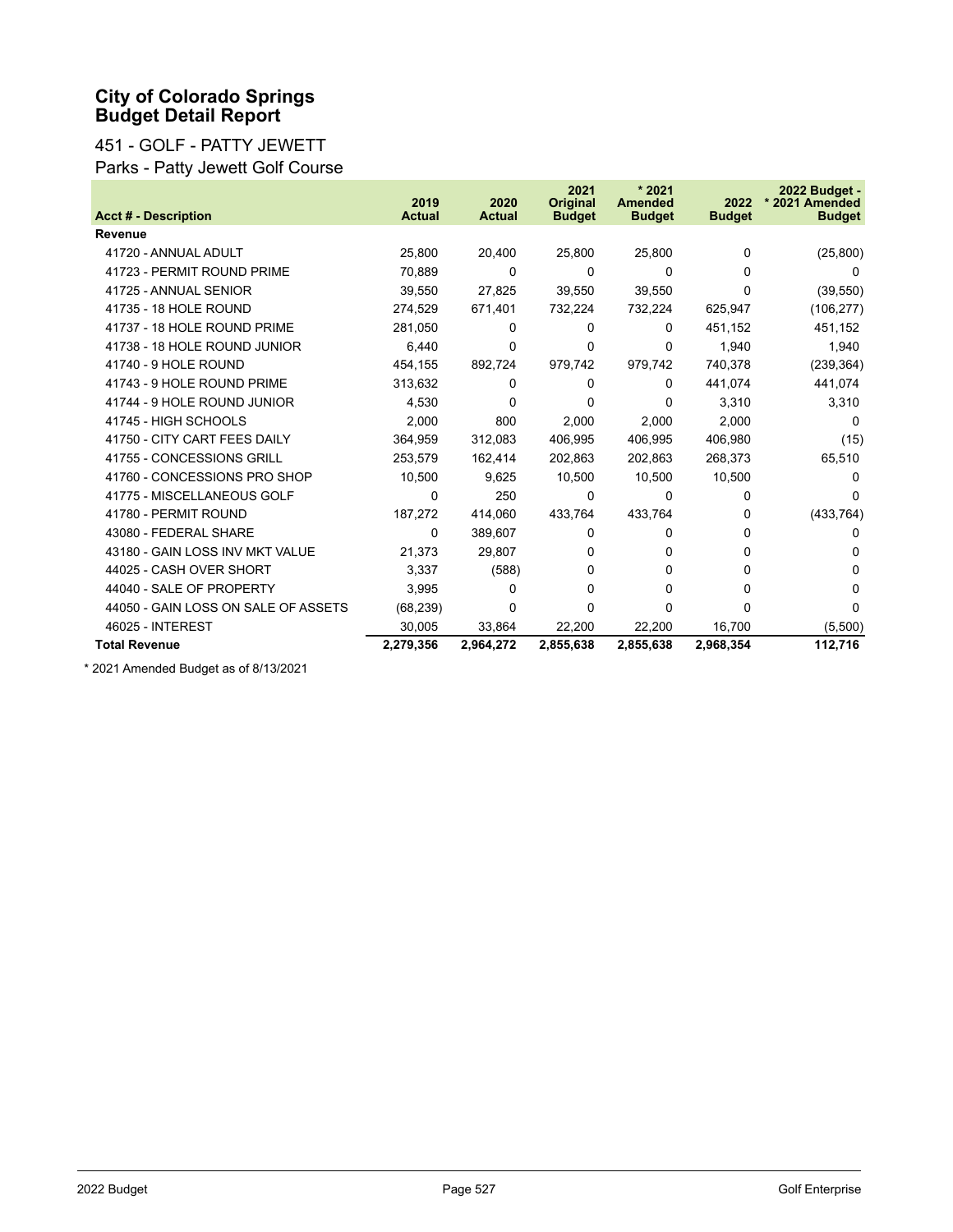# City of Colorado Springs
# Budget Detail Report

## 451 - GOLF - PATTY JEWETT

### Parks - Patty Jewett Golf Course

| Acct # - Description | 2019 Actual | 2020 Actual | 2021 Original Budget | * 2021 Amended Budget | 2022 Budget | 2022 Budget - * 2021 Amended Budget |
|---|---|---|---|---|---|---|
| **Revenue** | | | | | | |
| 41720 - ANNUAL ADULT | 25,800 | 20,400 | 25,800 | 25,800 | 0 | (25,800) |
| 41723 - PERMIT ROUND PRIME | 70,889 | 0 | 0 | 0 | 0 | 0 |
| 41725 - ANNUAL SENIOR | 39,550 | 27,825 | 39,550 | 39,550 | 0 | (39,550) |
| 41735 - 18 HOLE ROUND | 274,529 | 671,401 | 732,224 | 732,224 | 625,947 | (106,277) |
| 41737 - 18 HOLE ROUND PRIME | 281,050 | 0 | 0 | 0 | 451,152 | 451,152 |
| 41738 - 18 HOLE ROUND JUNIOR | 6,440 | 0 | 0 | 0 | 1,940 | 1,940 |
| 41740 - 9 HOLE ROUND | 454,155 | 892,724 | 979,742 | 979,742 | 740,378 | (239,364) |
| 41743 - 9 HOLE ROUND PRIME | 313,632 | 0 | 0 | 0 | 441,074 | 441,074 |
| 41744 - 9 HOLE ROUND JUNIOR | 4,530 | 0 | 0 | 0 | 3,310 | 3,310 |
| 41745 - HIGH SCHOOLS | 2,000 | 800 | 2,000 | 2,000 | 2,000 | 0 |
| 41750 - CITY CART FEES DAILY | 364,959 | 312,083 | 406,995 | 406,995 | 406,980 | (15) |
| 41755 - CONCESSIONS GRILL | 253,579 | 162,414 | 202,863 | 202,863 | 268,373 | 65,510 |
| 41760 - CONCESSIONS PRO SHOP | 10,500 | 9,625 | 10,500 | 10,500 | 10,500 | 0 |
| 41775 - MISCELLANEOUS GOLF | 0 | 250 | 0 | 0 | 0 | 0 |
| 41780 - PERMIT ROUND | 187,272 | 414,060 | 433,764 | 433,764 | 0 | (433,764) |
| 43080 - FEDERAL SHARE | 0 | 389,607 | 0 | 0 | 0 | 0 |
| 43180 - GAIN LOSS INV MKT VALUE | 21,373 | 29,807 | 0 | 0 | 0 | 0 |
| 44025 - CASH OVER SHORT | 3,337 | (588) | 0 | 0 | 0 | 0 |
| 44040 - SALE OF PROPERTY | 3,995 | 0 | 0 | 0 | 0 | 0 |
| 44050 - GAIN LOSS ON SALE OF ASSETS | (68,239) | 0 | 0 | 0 | 0 | 0 |
| 46025 - INTEREST | 30,005 | 33,864 | 22,200 | 22,200 | 16,700 | (5,500) |
| **Total Revenue** | **2,279,356** | **2,964,272** | **2,855,638** | **2,855,638** | **2,968,354** | **112,716** |

* 2021 Amended Budget as of 8/13/2021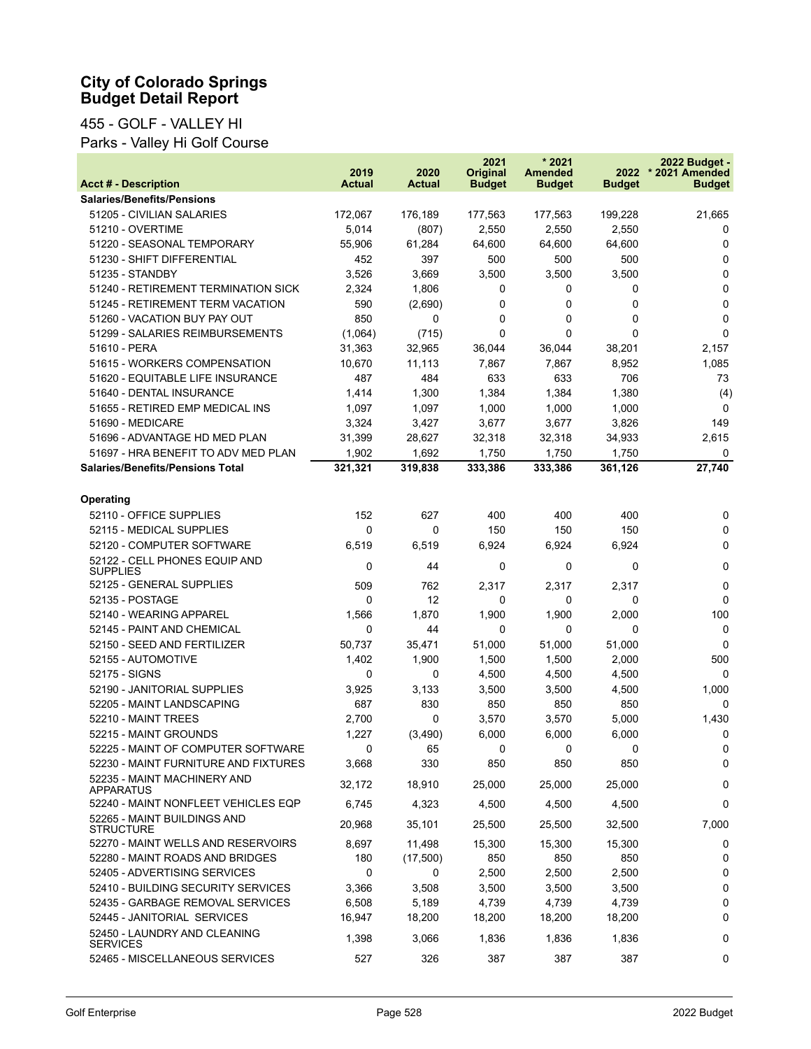# City of Colorado Springs
# Budget Detail Report

## 455 - GOLF - VALLEY HI

### Parks - Valley Hi Golf Course

| Acct # - Description | 2019 Actual | 2020 Actual | 2021 Original Budget | * 2021 Amended Budget | 2022 Budget | 2022 Budget - * 2021 Amended Budget |
|---|---|---|---|---|---|---|
| **Salaries/Benefits/Pensions** | | | | | | |
| 51205 - CIVILIAN SALARIES | 172,067 | 176,189 | 177,563 | 177,563 | 199,228 | 21,665 |
| 51210 - OVERTIME | 5,014 | (807) | 2,550 | 2,550 | 2,550 | 0 |
| 51220 - SEASONAL TEMPORARY | 55,906 | 61,284 | 64,600 | 64,600 | 64,600 | 0 |
| 51230 - SHIFT DIFFERENTIAL | 452 | 397 | 500 | 500 | 500 | 0 |
| 51235 - STANDBY | 3,526 | 3,669 | 3,500 | 3,500 | 3,500 | 0 |
| 51240 - RETIREMENT TERMINATION SICK | 2,324 | 1,806 | 0 | 0 | 0 | 0 |
| 51245 - RETIREMENT TERM VACATION | 590 | (2,690) | 0 | 0 | 0 | 0 |
| 51260 - VACATION BUY PAY OUT | 850 | 0 | 0 | 0 | 0 | 0 |
| 51299 - SALARIES REIMBURSEMENTS | (1,064) | (715) | 0 | 0 | 0 | 0 |
| 51610 - PERA | 31,363 | 32,965 | 36,044 | 36,044 | 38,201 | 2,157 |
| 51615 - WORKERS COMPENSATION | 10,670 | 11,113 | 7,867 | 7,867 | 8,952 | 1,085 |
| 51620 - EQUITABLE LIFE INSURANCE | 487 | 484 | 633 | 633 | 706 | 73 |
| 51640 - DENTAL INSURANCE | 1,414 | 1,300 | 1,384 | 1,384 | 1,380 | (4) |
| 51655 - RETIRED EMP MEDICAL INS | 1,097 | 1,097 | 1,000 | 1,000 | 1,000 | 0 |
| 51690 - MEDICARE | 3,324 | 3,427 | 3,677 | 3,677 | 3,826 | 149 |
| 51696 - ADVANTAGE HD MED PLAN | 31,399 | 28,627 | 32,318 | 32,318 | 34,933 | 2,615 |
| 51697 - HRA BENEFIT TO ADV MED PLAN | 1,902 | 1,692 | 1,750 | 1,750 | 1,750 | 0 |
| **Salaries/Benefits/Pensions Total** | **321,321** | **319,838** | **333,386** | **333,386** | **361,126** | **27,740** |
| **Operating** | | | | | | |
| 52110 - OFFICE SUPPLIES | 152 | 627 | 400 | 400 | 400 | 0 |
| 52115 - MEDICAL SUPPLIES | 0 | 0 | 150 | 150 | 150 | 0 |
| 52120 - COMPUTER SOFTWARE | 6,519 | 6,519 | 6,924 | 6,924 | 6,924 | 0 |
| 52122 - CELL PHONES EQUIP AND SUPPLIES | 0 | 44 | 0 | 0 | 0 | 0 |
| 52125 - GENERAL SUPPLIES | 509 | 762 | 2,317 | 2,317 | 2,317 | 0 |
| 52135 - POSTAGE | 0 | 12 | 0 | 0 | 0 | 0 |
| 52140 - WEARING APPAREL | 1,566 | 1,870 | 1,900 | 1,900 | 2,000 | 100 |
| 52145 - PAINT AND CHEMICAL | 0 | 44 | 0 | 0 | 0 | 0 |
| 52150 - SEED AND FERTILIZER | 50,737 | 35,471 | 51,000 | 51,000 | 51,000 | 0 |
| 52155 - AUTOMOTIVE | 1,402 | 1,900 | 1,500 | 1,500 | 2,000 | 500 |
| 52175 - SIGNS | 0 | 0 | 4,500 | 4,500 | 4,500 | 0 |
| 52190 - JANITORIAL SUPPLIES | 3,925 | 3,133 | 3,500 | 3,500 | 4,500 | 1,000 |
| 52205 - MAINT LANDSCAPING | 687 | 830 | 850 | 850 | 850 | 0 |
| 52210 - MAINT TREES | 2,700 | 0 | 3,570 | 3,570 | 5,000 | 1,430 |
| 52215 - MAINT GROUNDS | 1,227 | (3,490) | 6,000 | 6,000 | 6,000 | 0 |
| 52225 - MAINT OF COMPUTER SOFTWARE | 0 | 65 | 0 | 0 | 0 | 0 |
| 52230 - MAINT FURNITURE AND FIXTURES | 3,668 | 330 | 850 | 850 | 850 | 0 |
| 52235 - MAINT MACHINERY AND APPARATUS | 32,172 | 18,910 | 25,000 | 25,000 | 25,000 | 0 |
| 52240 - MAINT NONFLEET VEHICLES EQP | 6,745 | 4,323 | 4,500 | 4,500 | 4,500 | 0 |
| 52265 - MAINT BUILDINGS AND STRUCTURE | 20,968 | 35,101 | 25,500 | 25,500 | 32,500 | 7,000 |
| 52270 - MAINT WELLS AND RESERVOIRS | 8,697 | 11,498 | 15,300 | 15,300 | 15,300 | 0 |
| 52280 - MAINT ROADS AND BRIDGES | 180 | (17,500) | 850 | 850 | 850 | 0 |
| 52405 - ADVERTISING SERVICES | 0 | 0 | 2,500 | 2,500 | 2,500 | 0 |
| 52410 - BUILDING SECURITY SERVICES | 3,366 | 3,508 | 3,500 | 3,500 | 3,500 | 0 |
| 52435 - GARBAGE REMOVAL SERVICES | 6,508 | 5,189 | 4,739 | 4,739 | 4,739 | 0 |
| 52445 - JANITORIAL SERVICES | 16,947 | 18,200 | 18,200 | 18,200 | 18,200 | 0 |
| 52450 - LAUNDRY AND CLEANING SERVICES | 1,398 | 3,066 | 1,836 | 1,836 | 1,836 | 0 |
| 52465 - MISCELLANEOUS SERVICES | 527 | 326 | 387 | 387 | 387 | 0 |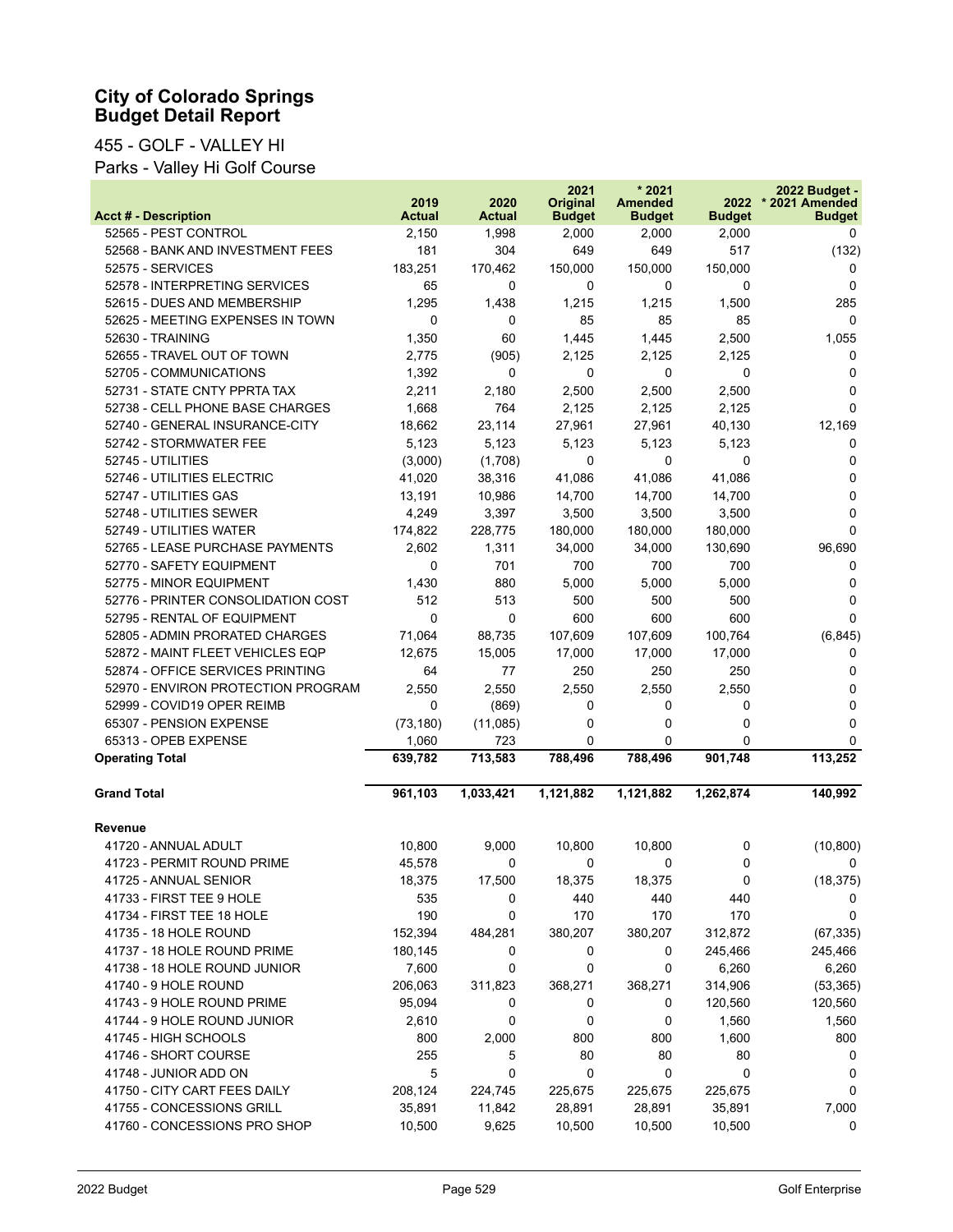# City of Colorado Springs
# Budget Detail Report

## 455 - GOLF - VALLEY HI
### Parks - Valley Hi Golf Course

| Acct # - Description | 2019 Actual | 2020 Actual | 2021 Original Budget | * 2021 Amended Budget | 2022 Budget | 2022 Budget - * 2021 Amended Budget |
|---|---|---|---|---|---|---|
| 52565 - PEST CONTROL | 2,150 | 1,998 | 2,000 | 2,000 | 2,000 | 0 |
| 52568 - BANK AND INVESTMENT FEES | 181 | 304 | 649 | 649 | 517 | (132) |
| 52575 - SERVICES | 183,251 | 170,462 | 150,000 | 150,000 | 150,000 | 0 |
| 52578 - INTERPRETING SERVICES | 65 | 0 | 0 | 0 | 0 | 0 |
| 52615 - DUES AND MEMBERSHIP | 1,295 | 1,438 | 1,215 | 1,215 | 1,500 | 285 |
| 52625 - MEETING EXPENSES IN TOWN | 0 | 0 | 85 | 85 | 85 | 0 |
| 52630 - TRAINING | 1,350 | 60 | 1,445 | 1,445 | 2,500 | 1,055 |
| 52655 - TRAVEL OUT OF TOWN | 2,775 | (905) | 2,125 | 2,125 | 2,125 | 0 |
| 52705 - COMMUNICATIONS | 1,392 | 0 | 0 | 0 | 0 | 0 |
| 52731 - STATE CNTY PPRTA TAX | 2,211 | 2,180 | 2,500 | 2,500 | 2,500 | 0 |
| 52738 - CELL PHONE BASE CHARGES | 1,668 | 764 | 2,125 | 2,125 | 2,125 | 0 |
| 52740 - GENERAL INSURANCE-CITY | 18,662 | 23,114 | 27,961 | 27,961 | 40,130 | 12,169 |
| 52742 - STORMWATER FEE | 5,123 | 5,123 | 5,123 | 5,123 | 5,123 | 0 |
| 52745 - UTILITIES | (3,000) | (1,708) | 0 | 0 | 0 | 0 |
| 52746 - UTILITIES ELECTRIC | 41,020 | 38,316 | 41,086 | 41,086 | 41,086 | 0 |
| 52747 - UTILITIES GAS | 13,191 | 10,986 | 14,700 | 14,700 | 14,700 | 0 |
| 52748 - UTILITIES SEWER | 4,249 | 3,397 | 3,500 | 3,500 | 3,500 | 0 |
| 52749 - UTILITIES WATER | 174,822 | 228,775 | 180,000 | 180,000 | 180,000 | 0 |
| 52765 - LEASE PURCHASE PAYMENTS | 2,602 | 1,311 | 34,000 | 34,000 | 130,690 | 96,690 |
| 52770 - SAFETY EQUIPMENT | 0 | 701 | 700 | 700 | 700 | 0 |
| 52775 - MINOR EQUIPMENT | 1,430 | 880 | 5,000 | 5,000 | 5,000 | 0 |
| 52776 - PRINTER CONSOLIDATION COST | 512 | 513 | 500 | 500 | 500 | 0 |
| 52795 - RENTAL OF EQUIPMENT | 0 | 0 | 600 | 600 | 600 | 0 |
| 52805 - ADMIN PRORATED CHARGES | 71,064 | 88,735 | 107,609 | 107,609 | 100,764 | (6,845) |
| 52872 - MAINT FLEET VEHICLES EQP | 12,675 | 15,005 | 17,000 | 17,000 | 17,000 | 0 |
| 52874 - OFFICE SERVICES PRINTING | 64 | 77 | 250 | 250 | 250 | 0 |
| 52970 - ENVIRON PROTECTION PROGRAM | 2,550 | 2,550 | 2,550 | 2,550 | 2,550 | 0 |
| 52999 - COVID19 OPER REIMB | 0 | (869) | 0 | 0 | 0 | 0 |
| 65307 - PENSION EXPENSE | (73,180) | (11,085) | 0 | 0 | 0 | 0 |
| 65313 - OPEB EXPENSE | 1,060 | 723 | 0 | 0 | 0 | 0 |
| **Operating Total** | **639,782** | **713,583** | **788,496** | **788,496** | **901,748** | **113,252** |
| **Grand Total** | **961,103** | **1,033,421** | **1,121,882** | **1,121,882** | **1,262,874** | **140,992** |
| **Revenue** | | | | | | |
| 41720 - ANNUAL ADULT | 10,800 | 9,000 | 10,800 | 10,800 | 0 | (10,800) |
| 41723 - PERMIT ROUND PRIME | 45,578 | 0 | 0 | 0 | 0 | 0 |
| 41725 - ANNUAL SENIOR | 18,375 | 17,500 | 18,375 | 18,375 | 0 | (18,375) |
| 41733 - FIRST TEE 9 HOLE | 535 | 0 | 440 | 440 | 440 | 0 |
| 41734 - FIRST TEE 18 HOLE | 190 | 0 | 170 | 170 | 170 | 0 |
| 41735 - 18 HOLE ROUND | 152,394 | 484,281 | 380,207 | 380,207 | 312,872 | (67,335) |
| 41737 - 18 HOLE ROUND PRIME | 180,145 | 0 | 0 | 0 | 245,466 | 245,466 |
| 41738 - 18 HOLE ROUND JUNIOR | 7,600 | 0 | 0 | 0 | 6,260 | 6,260 |
| 41740 - 9 HOLE ROUND | 206,063 | 311,823 | 368,271 | 368,271 | 314,906 | (53,365) |
| 41743 - 9 HOLE ROUND PRIME | 95,094 | 0 | 0 | 0 | 120,560 | 120,560 |
| 41744 - 9 HOLE ROUND JUNIOR | 2,610 | 0 | 0 | 0 | 1,560 | 1,560 |
| 41745 - HIGH SCHOOLS | 800 | 2,000 | 800 | 800 | 1,600 | 800 |
| 41746 - SHORT COURSE | 255 | 5 | 80 | 80 | 80 | 0 |
| 41748 - JUNIOR ADD ON | 5 | 0 | 0 | 0 | 0 | 0 |
| 41750 - CITY CART FEES DAILY | 208,124 | 224,745 | 225,675 | 225,675 | 225,675 | 0 |
| 41755 - CONCESSIONS GRILL | 35,891 | 11,842 | 28,891 | 28,891 | 35,891 | 7,000 |
| 41760 - CONCESSIONS PRO SHOP | 10,500 | 9,625 | 10,500 | 10,500 | 10,500 | 0 |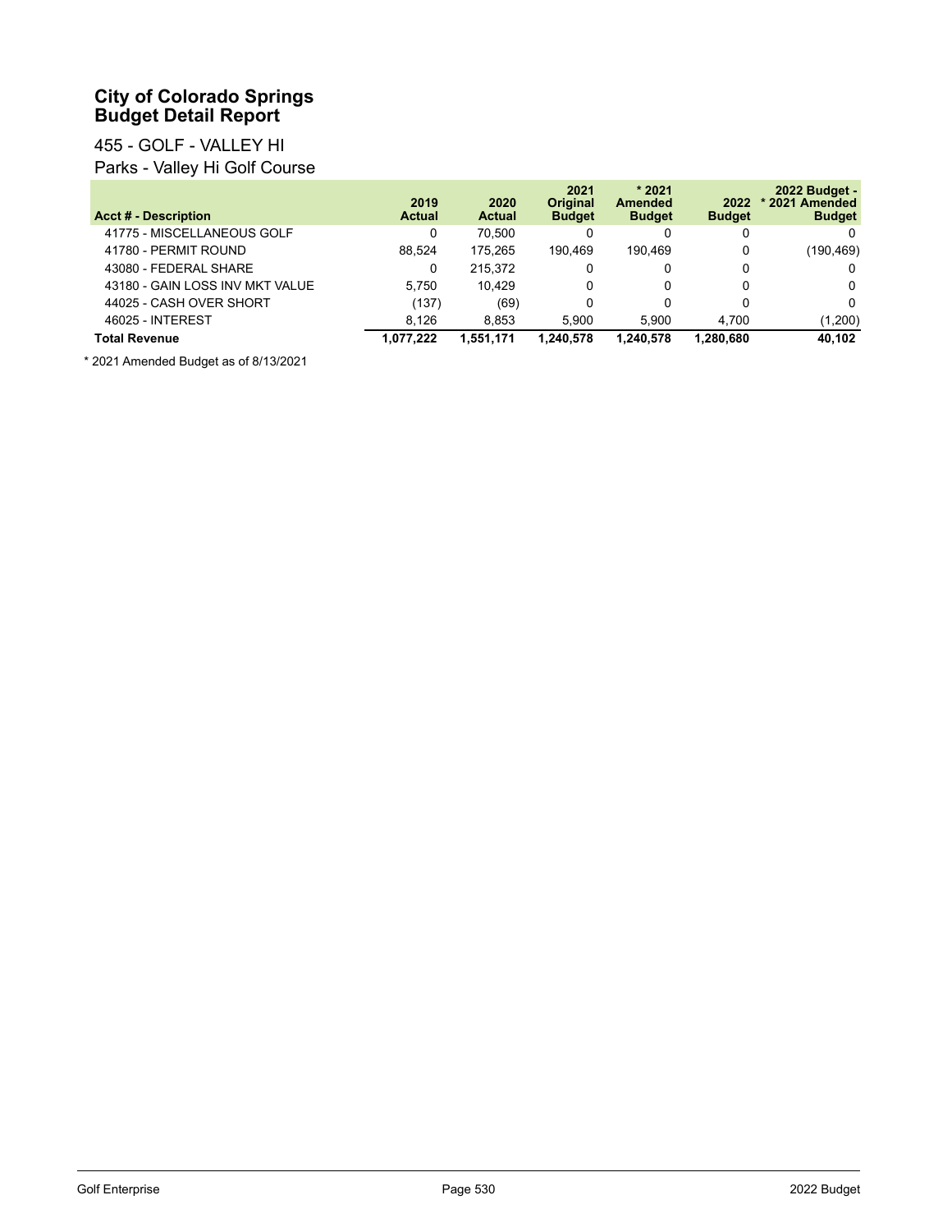# City of Colorado Springs
# Budget Detail Report

455 - GOLF - VALLEY HI

Parks - Valley Hi Golf Course

| Acct # - Description | 2019 Actual | 2020 Actual | 2021 Original Budget | * 2021 Amended Budget | 2022 Budget | 2022 Budget - * 2021 Amended Budget |
|---|---|---|---|---|---|---|
| 41775 - MISCELLANEOUS GOLF | 0 | 70,500 | 0 | 0 | 0 | 0 |
| 41780 - PERMIT ROUND | 88,524 | 175,265 | 190,469 | 190,469 | 0 | (190,469) |
| 43080 - FEDERAL SHARE | 0 | 215,372 | 0 | 0 | 0 | 0 |
| 43180 - GAIN LOSS INV MKT VALUE | 5,750 | 10,429 | 0 | 0 | 0 | 0 |
| 44025 - CASH OVER SHORT | (137) | (69) | 0 | 0 | 0 | 0 |
| 46025 - INTEREST | 8,126 | 8,853 | 5,900 | 5,900 | 4,700 | (1,200) |
| **Total Revenue** | **1,077,222** | **1,551,171** | **1,240,578** | **1,240,578** | **1,280,680** | **40,102** |

* 2021 Amended Budget as of 8/13/2021